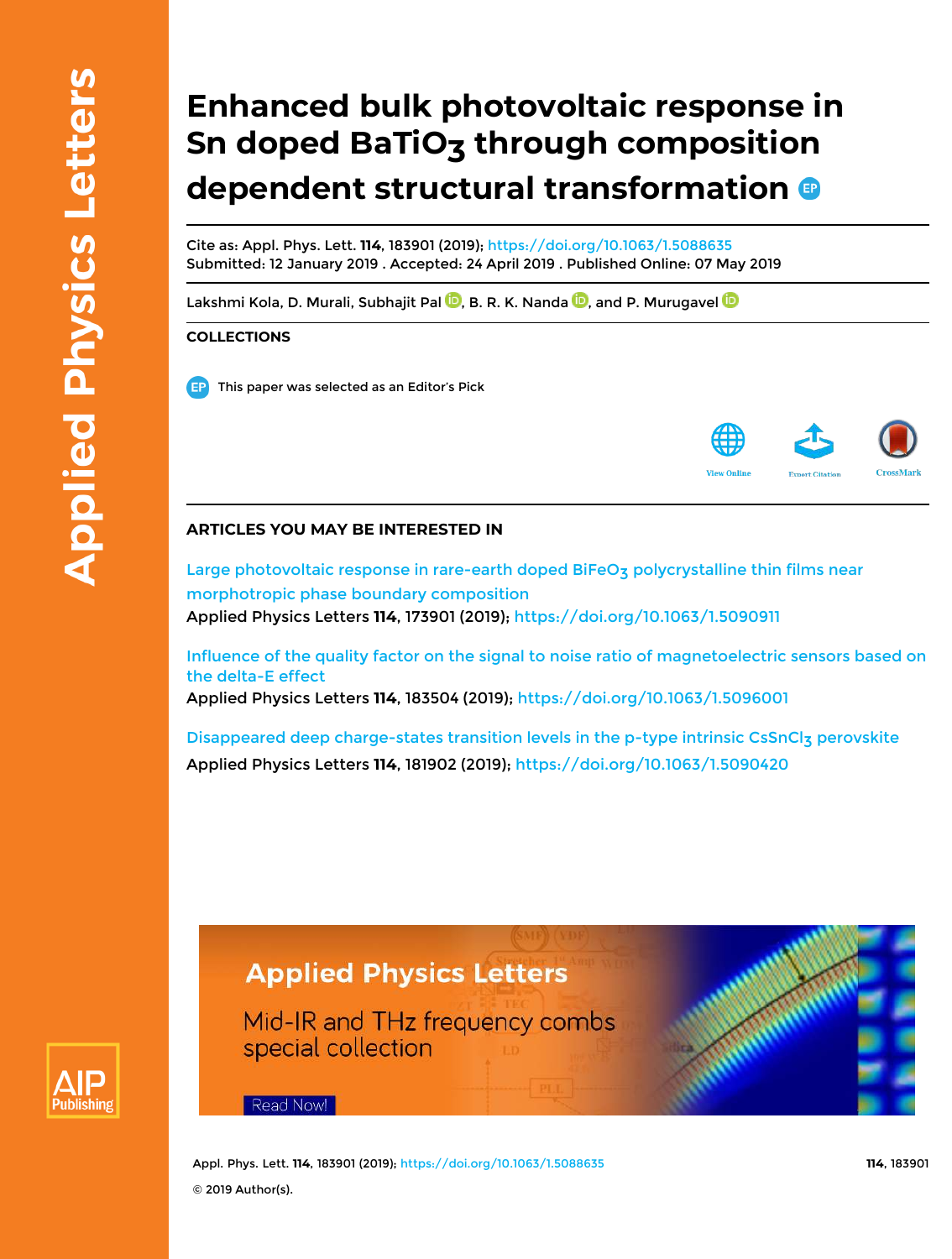# Enhanced bulk photovoltaic response in Sn doped $BaTiO_3$ through composition dependent structural transformation

Cite as: Appl. Phys. Lett. **114**, 183901 (2019); https://doi.org/10.1063/1.5088635
Submitted: 12 January 2019 . Accepted: 24 April 2019 . Published Online: 07 May 2019

Lakshmi Kola, D. Murali, Subhajit Pal, B. R. K. Nanda, and P. Murugavel

## COLLECTIONS

This paper was selected as an Editor's Pick

## ARTICLES YOU MAY BE INTERESTED IN

Large photovoltaic response in rare-earth doped $BiFeO_3$ polycrystalline thin films near morphotropic phase boundary composition
Applied Physics Letters **114**, 173901 (2019); https://doi.org/10.1063/1.5090911

Influence of the quality factor on the signal to noise ratio of magnetoelectric sensors based on the delta-E effect
Applied Physics Letters **114**, 183504 (2019); https://doi.org/10.1063/1.5096001

Disappeared deep charge-states transition levels in the p-type intrinsic $CsSnCl_3$ perovskite
Applied Physics Letters **114**, 181902 (2019); https://doi.org/10.1063/1.5090420

© 2019 Author(s).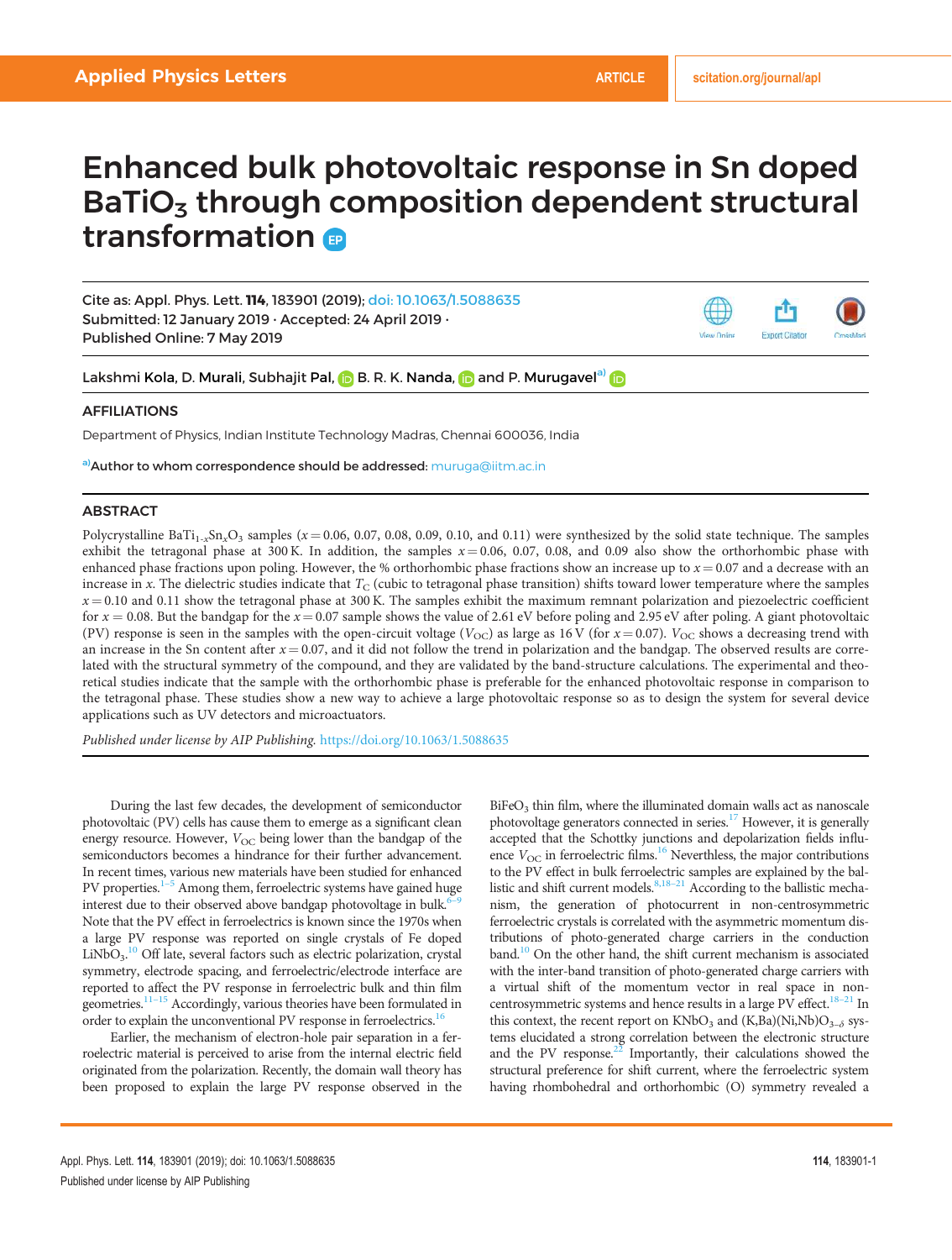# Enhanced bulk photovoltaic response in Sn doped $BaTiO_3$ through composition dependent structural transformation

Cite as: Appl. Phys. Lett. **114**, 183901 (2019); doi: 10.1063/1.5088635
Submitted: 12 January 2019 · Accepted: 24 April 2019 ·
Published Online: 7 May 2019

Lakshmi Kola, D. Murali, Subhajit Pal, B. R. K. Nanda, and P. Murugavel[a]

## AFFILIATIONS

Department of Physics, Indian Institute Technology Madras, Chennai 600036, India

[a]Author to whom correspondence should be addressed: muruga@iitm.ac.in

## ABSTRACT

Polycrystalline $BaTi_{1-x}Sn_xO_3$ samples ($x = 0.06$, 0.07, 0.08, 0.09, 0.10, and 0.11) were synthesized by the solid state technique. The samples exhibit the tetragonal phase at 300 K. In addition, the samples $x = 0.06$, 0.07, 0.08, and 0.09 also show the orthorhombic phase with enhanced phase fractions upon poling. However, the % orthorhombic phase fractions show an increase up to $x = 0.07$ and a decrease with an increase in $x$. The dielectric studies indicate that $T_C$ (cubic to tetragonal phase transition) shifts toward lower temperature where the samples $x = 0.10$ and 0.11 show the tetragonal phase at 300 K. The samples exhibit the maximum remnant polarization and piezoelectric coefficient for $x = 0.08$. But the bandgap for the $x = 0.07$ sample shows the value of 2.61 eV before poling and 2.95 eV after poling. A giant photovoltaic (PV) response is seen in the samples with the open-circuit voltage ($V_{OC}$) as large as 16 V (for $x = 0.07$). $V_{OC}$ shows a decreasing trend with an increase in the Sn content after $x = 0.07$, and it did not follow the trend in polarization and the bandgap. The observed results are correlated with the structural symmetry of the compound, and they are validated by the band-structure calculations. The experimental and theoretical studies indicate that the sample with the orthorhombic phase is preferable for the enhanced photovoltaic response in comparison to the tetragonal phase. These studies show a new way to achieve a large photovoltaic response so as to design the system for several device applications such as UV detectors and microactuators.

*Published under license by AIP Publishing.* https://doi.org/10.1063/1.5088635

During the last few decades, the development of semiconductor photovoltaic (PV) cells has cause them to emerge as a significant clean energy resource. However, $V_{OC}$ being lower than the bandgap of the semiconductors becomes a hindrance for their further advancement. In recent times, various new materials have been studied for enhanced PV properties.[1–5] Among them, ferroelectric systems have gained huge interest due to their observed above bandgap photovoltage in bulk.[6–9] Note that the PV effect in ferroelectrics is known since the 1970s when a large PV response was reported on single crystals of Fe doped $LiNbO_3$.[10] Off late, several factors such as electric polarization, crystal symmetry, electrode spacing, and ferroelectric/electrode interface are reported to affect the PV response in ferroelectric bulk and thin film geometries.[11–15] Accordingly, various theories have been formulated in order to explain the unconventional PV response in ferroelectrics.[16]

Earlier, the mechanism of electron-hole pair separation in a ferroelectric material is perceived to arise from the internal electric field originated from the polarization. Recently, the domain wall theory has been proposed to explain the large PV response observed in the $BiFeO_3$ thin film, where the illuminated domain walls act as nanoscale photovoltage generators connected in series.[17] However, it is generally accepted that the Schottky junctions and depolarization fields influence $V_{OC}$ in ferroelectric films.[16] Neverthless, the major contributions to the PV effect in bulk ferroelectric samples are explained by the ballistic and shift current models.[8,18–21] According to the ballistic mechanism, the generation of photocurrent in non-centrosymmetric ferroelectric crystals is correlated with the asymmetric momentum distributions of photo-generated charge carriers in the conduction band.[10] On the other hand, the shift current mechanism is associated with the inter-band transition of photo-generated charge carriers with a virtual shift of the momentum vector in real space in non-centrosymmetric systems and hence results in a large PV effect.[18–21] In this context, the recent report on $KNbO_3$ and $(K,Ba)(Ni,Nb)O_{3-\delta}$ systems elucidated a strong correlation between the electronic structure and the PV response.[22] Importantly, their calculations showed the structural preference for shift current, where the ferroelectric system having rhombohedral and orthorhombic (O) symmetry revealed a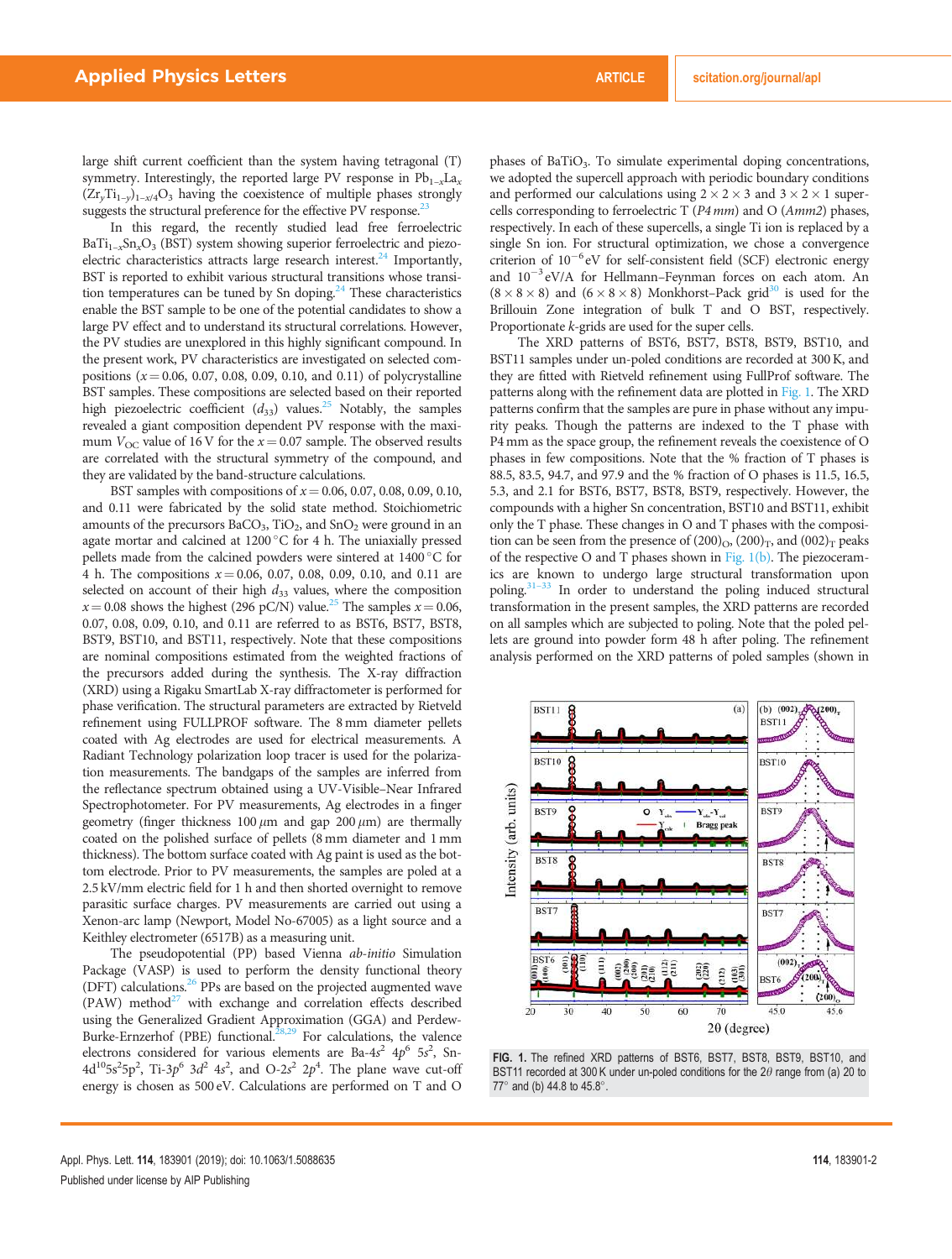large shift current coefficient than the system having tetragonal (T) symmetry. Interestingly, the reported large PV response in $Pb_{1-x}La_x(Zr_yTi_{1-y})_{1-x/4}O_3$ having the coexistence of multiple phases strongly suggests the structural preference for the effective PV response.[23]

In this regard, the recently studied lead free ferroelectric $BaTi_{1-x}Sn_xO_3$ (BST) system showing superior ferroelectric and piezoelectric characteristics attracts large research interest.[24] Importantly, BST is reported to exhibit various structural transitions whose transition temperatures can be tuned by Sn doping.[24] These characteristics enable the BST sample to be one of the potential candidates to show a large PV effect and to understand its structural correlations. However, the PV studies are unexplored in this highly significant compound. In the present work, PV characteristics are investigated on selected compositions ($x = 0.06$, 0.07, 0.08, 0.09, 0.10, and 0.11) of polycrystalline BST samples. These compositions are selected based on their reported high piezoelectric coefficient ($d_{33}$) values.[25] Notably, the samples revealed a giant composition dependent PV response with the maximum $V_{OC}$ value of 16 V for the $x = 0.07$ sample. The observed results are correlated with the structural symmetry of the compound, and they are validated by the band-structure calculations.

BST samples with compositions of $x = 0.06$, 0.07, 0.08, 0.09, 0.10, and 0.11 were fabricated by the solid state method. Stoichiometric amounts of the precursors $BaCO_3$, $TiO_2$, and $SnO_2$ were ground in an agate mortar and calcined at 1200 °C for 4 h. The uniaxially pressed pellets made from the calcined powders were sintered at 1400 °C for 4 h. The compositions $x = 0.06$, 0.07, 0.08, 0.09, 0.10, and 0.11 are selected on account of their high $d_{33}$ values, where the composition $x = 0.08$ shows the highest (296 pC/N) value.[25] The samples $x = 0.06$, 0.07, 0.08, 0.09, 0.10, and 0.11 are referred to as BST6, BST7, BST8, BST9, BST10, and BST11, respectively. Note that these compositions are nominal compositions estimated from the weighted fractions of the precursors added during the synthesis. The X-ray diffraction (XRD) using a Rigaku SmartLab X-ray diffractometer is performed for phase verification. The structural parameters are extracted by Rietveld refinement using FULLPROF software. The 8 mm diameter pellets coated with Ag electrodes are used for electrical measurements. A Radiant Technology polarization loop tracer is used for the polarization measurements. The bandgaps of the samples are inferred from the reflectance spectrum obtained using a UV-Visible–Near Infrared Spectrophotometer. For PV measurements, Ag electrodes in a finger geometry (finger thickness 100 $\mu$m and gap 200 $\mu$m) are thermally coated on the polished surface of pellets (8 mm diameter and 1 mm thickness). The bottom surface coated with Ag paint is used as the bottom electrode. Prior to PV measurements, the samples are poled at a 2.5 kV/mm electric field for 1 h and then shorted overnight to remove parasitic surface charges. PV measurements are carried out using a Xenon-arc lamp (Newport, Model No-67005) as a light source and a Keithley electrometer (6517B) as a measuring unit.

The pseudopotential (PP) based Vienna *ab-initio* Simulation Package (VASP) is used to perform the density functional theory (DFT) calculations.[26] PPs are based on the projected augmented wave (PAW) method[27] with exchange and correlation effects described using the Generalized Gradient Approximation (GGA) and Perdew-Burke-Ernzerhof (PBE) functional.[28,29] For calculations, the valence electrons considered for various elements are Ba-$4s^2$ $4p^6$ $5s^2$, Sn-$4d^{10}5s^25p^2$, Ti-$3p^6$ $3d^2$ $4s^2$, and O-$2s^2$ $2p^4$. The plane wave cut-off energy is chosen as 500 eV. Calculations are performed on T and O phases of $BaTiO_3$. To simulate experimental doping concentrations, we adopted the supercell approach with periodic boundary conditions and performed our calculations using $2 \times 2 \times 3$ and $3 \times 2 \times 1$ supercells corresponding to ferroelectric T (*P4mm*) and O (*Amm2*) phases, respectively. In each of these supercells, a single Ti ion is replaced by a single Sn ion. For structural optimization, we chose a convergence criterion of $10^{-6}$ eV for self-consistent field (SCF) electronic energy and $10^{-3}$ eV/A for Hellmann–Feynman forces on each atom. An $(8 \times 8 \times 8)$ and $(6 \times 8 \times 8)$ Monkhorst–Pack grid[30] is used for the Brillouin Zone integration of bulk T and O BST, respectively. Proportionate *k*-grids are used for the super cells.

The XRD patterns of BST6, BST7, BST8, BST9, BST10, and BST11 samples under un-poled conditions are recorded at 300 K, and they are fitted with Rietveld refinement using FullProf software. The patterns along with the refinement data are plotted in Fig. 1. The XRD patterns confirm that the samples are pure in phase without any impurity peaks. Though the patterns are indexed to the T phase with P4mm as the space group, the refinement reveals the coexistence of O phases in few compositions. Note that the % fraction of T phases is 88.5, 83.5, 94.7, and 97.9 and the % fraction of O phases is 11.5, 16.5, 5.3, and 2.1 for BST6, BST7, BST8, BST9, respectively. However, the compounds with a higher Sn concentration, BST10 and BST11, exhibit only the T phase. These changes in O and T phases with the composition can be seen from the presence of $(200)_O$, $(200)_T$, and $(002)_T$ peaks of the respective O and T phases shown in Fig. 1(b). The piezoceramics are known to undergo large structural transformation upon poling.[31–33] In order to understand the poling induced structural transformation in the present samples, the XRD patterns are recorded on all samples which are subjected to poling. Note that the poled pellets are ground into powder form 48 h after poling. The refinement analysis performed on the XRD patterns of poled samples (shown in

**FIG. 1.** The refined XRD patterns of BST6, BST7, BST8, BST9, BST10, and BST11 recorded at 300 K under un-poled conditions for the $2\theta$ range from (a) 20 to 77° and (b) 44.8 to 45.8°.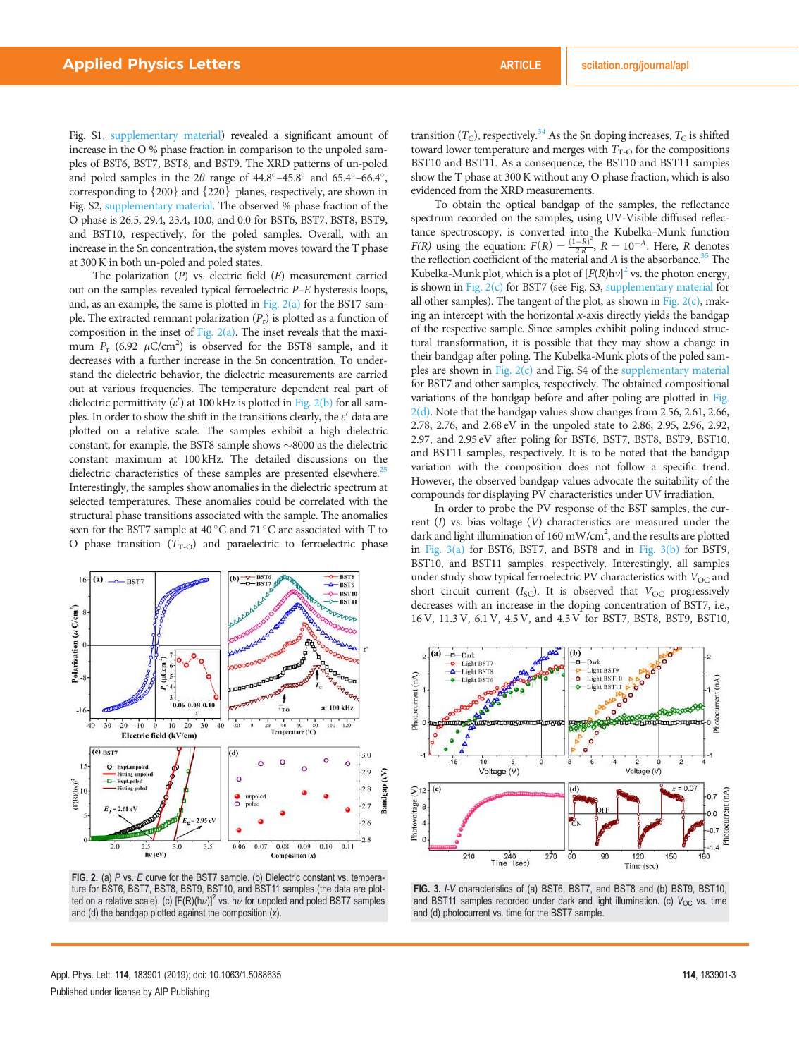Fig. S1, supplementary material) revealed a significant amount of increase in the O % phase fraction in comparison to the unpoled samples of BST6, BST7, BST8, and BST9. The XRD patterns of un-poled and poled samples in the $2\theta$ range of 44.8°–45.8° and 65.4°–66.4°, corresponding to {200} and {220} planes, respectively, are shown in Fig. S2, supplementary material. The observed % phase fraction of the O phase is 26.5, 29.4, 23.4, 10.0, and 0.0 for BST6, BST7, BST8, BST9, and BST10, respectively, for the poled samples. Overall, with an increase in the Sn concentration, the system moves toward the T phase at 300 K in both un-poled and poled states.

The polarization ($P$) vs. electric field ($E$) measurement carried out on the samples revealed typical ferroelectric $P$–$E$ hysteresis loops, and, as an example, the same is plotted in Fig. 2(a) for the BST7 sample. The extracted remnant polarization ($P_r$) is plotted as a function of composition in the inset of Fig. 2(a). The inset reveals that the maximum $P_r$ (6.92 $\mu$C/cm$^2$) is observed for the BST8 sample, and it decreases with a further increase in the Sn concentration. To understand the dielectric behavior, the dielectric measurements are carried out at various frequencies. The temperature dependent real part of dielectric permittivity ($\varepsilon'$) at 100 kHz is plotted in Fig. 2(b) for all samples. In order to show the shift in the transitions clearly, the $\varepsilon'$ data are plotted on a relative scale. The samples exhibit a high dielectric constant, for example, the BST8 sample shows ~8000 as the dielectric constant maximum at 100 kHz. The detailed discussions on the dielectric characteristics of these samples are presented elsewhere.[25] Interestingly, the samples show anomalies in the dielectric spectrum at selected temperatures. These anomalies could be correlated with the structural phase transitions associated with the sample. The anomalies seen for the BST7 sample at 40 °C and 71 °C are associated with T to O phase transition ($T_{T\text{-}O}$) and paraelectric to ferroelectric phase transition ($T_C$), respectively.[34] As the Sn doping increases, $T_C$ is shifted toward lower temperature and merges with $T_{T\text{-}O}$ for the compositions BST10 and BST11. As a consequence, the BST10 and BST11 samples show the T phase at 300 K without any O phase fraction, which is also evidenced from the XRD measurements.

FIG. 2. (a) $P$ vs. $E$ curve for the BST7 sample. (b) Dielectric constant vs. temperature for BST6, BST7, BST8, BST9, BST10, and BST11 samples (the data are plotted on a relative scale). (c) $[F(R)(h\nu)]^2$ vs. $h\nu$ for unpoled and poled BST7 samples and (d) the bandgap plotted against the composition ($x$).

To obtain the optical bandgap of the samples, the reflectance spectrum recorded on the samples, using UV-Visible diffused reflectance spectroscopy, is converted into the Kubelka–Munk function $F(R)$ using the equation: $F(R) = \frac{(1-R)^2}{2R}$, $R = 10^{-A}$. Here, $R$ denotes the reflection coefficient of the material and $A$ is the absorbance.[35] The Kubelka-Munk plot, which is a plot of $[F(R)h\nu]^2$ vs. the photon energy, is shown in Fig. 2(c) for BST7 (see Fig. S3, supplementary material for all other samples). The tangent of the plot, as shown in Fig. 2(c), making an intercept with the horizontal $x$-axis directly yields the bandgap of the respective sample. Since samples exhibit poling induced structural transformation, it is possible that they may show a change in their bandgap after poling. The Kubelka-Munk plots of the poled samples are shown in Fig. 2(c) and Fig. S4 of the supplementary material for BST7 and other samples, respectively. The obtained compositional variations of the bandgap before and after poling are plotted in Fig. 2(d). Note that the bandgap values show changes from 2.56, 2.61, 2.66, 2.78, 2.76, and 2.68 eV in the unpoled state to 2.86, 2.95, 2.96, 2.92, 2.97, and 2.95 eV after poling for BST6, BST7, BST8, BST9, BST10, and BST11 samples, respectively. It is to be noted that the bandgap variation with the composition does not follow a specific trend. However, the observed bandgap values advocate the suitability of the compounds for displaying PV characteristics under UV irradiation.

In order to probe the PV response of the BST samples, the current ($I$) vs. bias voltage ($V$) characteristics are measured under the dark and light illumination of 160 mW/cm$^2$, and the results are plotted in Fig. 3(a) for BST6, BST7, and BST8 and in Fig. 3(b) for BST9, BST10, and BST11 samples, respectively. Interestingly, all samples under study show typical ferroelectric PV characteristics with $V_{OC}$ and short circuit current ($I_{SC}$). It is observed that $V_{OC}$ progressively decreases with an increase in the doping concentration of BST7, i.e., 16 V, 11.3 V, 6.1 V, 4.5 V, and 4.5 V for BST7, BST8, BST9, BST10,

FIG. 3. $I$-$V$ characteristics of (a) BST6, BST7, and BST8 and (b) BST9, BST10, and BST11 samples recorded under dark and light illumination. (c) $V_{OC}$ vs. time and (d) photocurrent vs. time for the BST7 sample.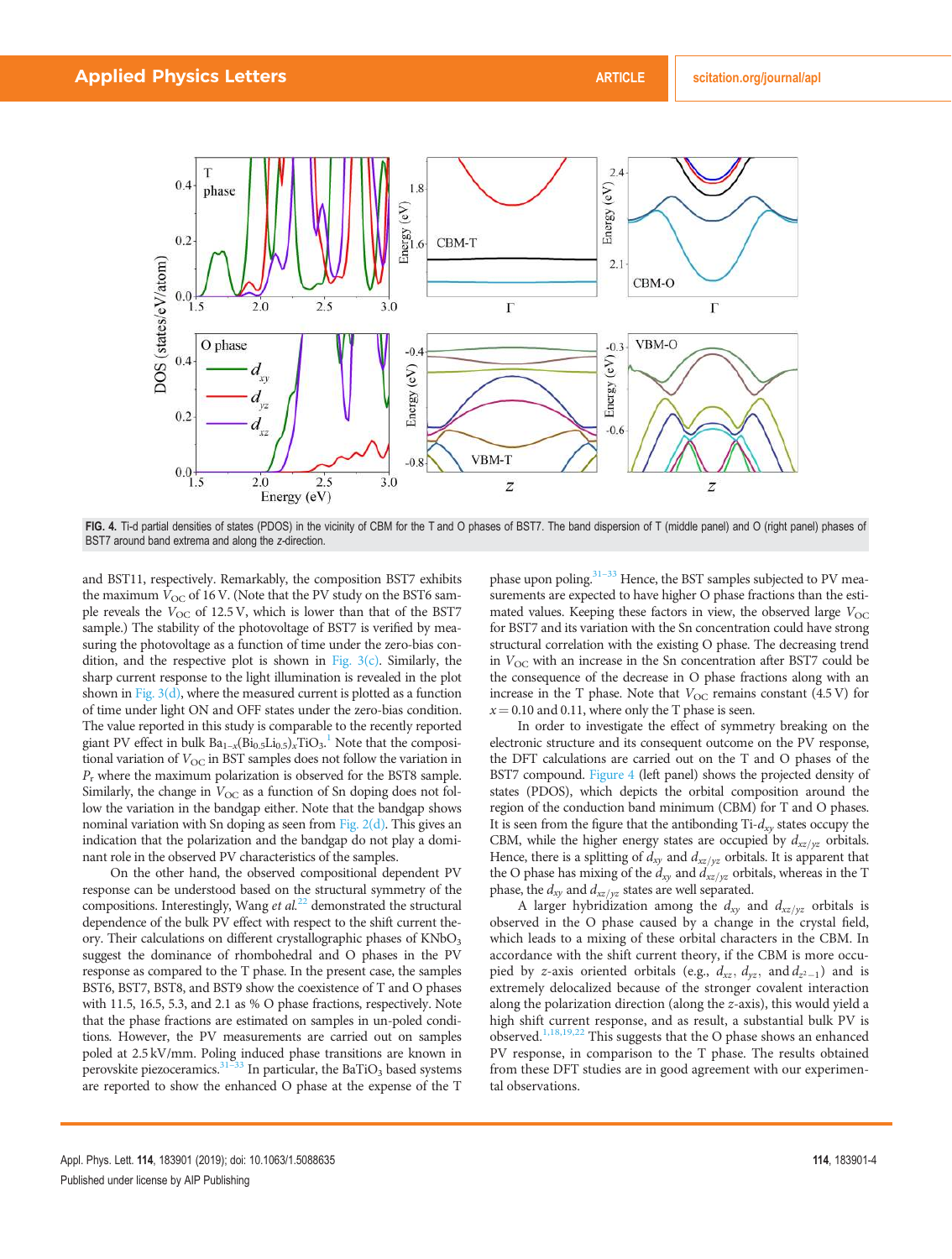FIG. 4. Ti-d partial densities of states (PDOS) in the vicinity of CBM for the T and O phases of BST7. The band dispersion of T (middle panel) and O (right panel) phases of BST7 around band extrema and along the z-direction.

and BST11, respectively. Remarkably, the composition BST7 exhibits the maximum $V_{OC}$ of 16 V. (Note that the PV study on the BST6 sample reveals the $V_{OC}$ of 12.5 V, which is lower than that of the BST7 sample.) The stability of the photovoltage of BST7 is verified by measuring the photovoltage as a function of time under the zero-bias condition, and the respective plot is shown in Fig. 3(c). Similarly, the sharp current response to the light illumination is revealed in the plot shown in Fig. 3(d), where the measured current is plotted as a function of time under light ON and OFF states under the zero-bias condition. The value reported in this study is comparable to the recently reported giant PV effect in bulk $Ba_{1-x}(Bi_{0.5}Li_{0.5})_xTiO_3$.[1] Note that the compositional variation of $V_{OC}$ in BST samples does not follow the variation in $P_r$ where the maximum polarization is observed for the BST8 sample. Similarly, the change in $V_{OC}$ as a function of Sn doping does not follow the variation in the bandgap either. Note that the bandgap shows nominal variation with Sn doping as seen from Fig. 2(d). This gives an indication that the polarization and the bandgap do not play a dominant role in the observed PV characteristics of the samples.

On the other hand, the observed compositional dependent PV response can be understood based on the structural symmetry of the compositions. Interestingly, Wang *et al.*[22] demonstrated the structural dependence of the bulk PV effect with respect to the shift current theory. Their calculations on different crystallographic phases of $KNbO_3$ suggest the dominance of rhombohedral and O phases in the PV response as compared to the T phase. In the present case, the samples BST6, BST7, BST8, and BST9 show the coexistence of T and O phases with 11.5, 16.5, 5.3, and 2.1 as % O phase fractions, respectively. Note that the phase fractions are estimated on samples in un-poled conditions. However, the PV measurements are carried out on samples poled at 2.5 kV/mm. Poling induced phase transitions are known in perovskite piezoceramics.[31–33] In particular, the $BaTiO_3$ based systems are reported to show the enhanced O phase at the expense of the T phase upon poling.[31–33] Hence, the BST samples subjected to PV measurements are expected to have higher O phase fractions than the estimated values. Keeping these factors in view, the observed large $V_{OC}$ for BST7 and its variation with the Sn concentration could have strong structural correlation with the existing O phase. The decreasing trend in $V_{OC}$ with an increase in the Sn concentration after BST7 could be the consequence of the decrease in O phase fractions along with an increase in the T phase. Note that $V_{OC}$ remains constant (4.5 V) for $x = 0.10$ and 0.11, where only the T phase is seen.

In order to investigate the effect of symmetry breaking on the electronic structure and its consequent outcome on the PV response, the DFT calculations are carried out on the T and O phases of the BST7 compound. Figure 4 (left panel) shows the projected density of states (PDOS), which depicts the orbital composition around the region of the conduction band minimum (CBM) for T and O phases. It is seen from the figure that the antibonding Ti-$d_{xy}$ states occupy the CBM, while the higher energy states are occupied by $d_{xz/yz}$ orbitals. Hence, there is a splitting of $d_{xy}$ and $d_{xz/yz}$ orbitals. It is apparent that the O phase has mixing of the $d_{xy}$ and $d_{xz/yz}$ orbitals, whereas in the T phase, the $d_{xy}$ and $d_{xz/yz}$ states are well separated.

A larger hybridization among the $d_{xy}$ and $d_{xz/yz}$ orbitals is observed in the O phase caused by a change in the crystal field, which leads to a mixing of these orbital characters in the CBM. In accordance with the shift current theory, if the CBM is more occupied by z-axis oriented orbitals (e.g., $d_{xz}$, $d_{yz}$, and $d_{z^2-1}$) and is extremely delocalized because of the stronger covalent interaction along the polarization direction (along the z-axis), this would yield a high shift current response, and as result, a substantial bulk PV is observed.[1,18,19,22] This suggests that the O phase shows an enhanced PV response, in comparison to the T phase. The results obtained from these DFT studies are in good agreement with our experimental observations.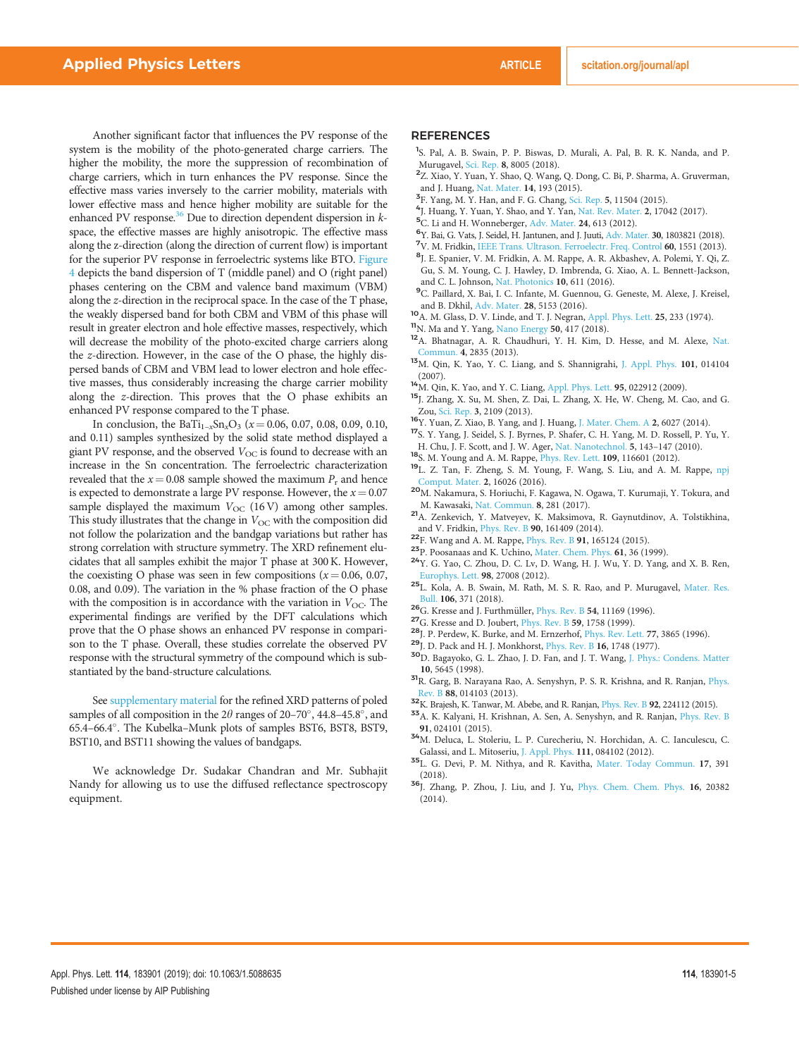Another significant factor that influences the PV response of the system is the mobility of the photo-generated charge carriers. The higher the mobility, the more the suppression of recombination of charge carriers, which in turn enhances the PV response. Since the effective mass varies inversely to the carrier mobility, materials with lower effective mass and hence higher mobility are suitable for the enhanced PV response.[36] Due to direction dependent dispersion in $k$-space, the effective masses are highly anisotropic. The effective mass along the z-direction (along the direction of current flow) is important for the superior PV response in ferroelectric systems like BTO. Figure 4 depicts the band dispersion of T (middle panel) and O (right panel) phases centering on the CBM and valence band maximum (VBM) along the $z$-direction in the reciprocal space. In the case of the T phase, the weakly dispersed band for both CBM and VBM of this phase will result in greater electron and hole effective masses, respectively, which will decrease the mobility of the photo-excited charge carriers along the $z$-direction. However, in the case of the O phase, the highly dispersed bands of CBM and VBM lead to lower electron and hole effective masses, thus considerably increasing the charge carrier mobility along the $z$-direction. This proves that the O phase exhibits an enhanced PV response compared to the T phase.

In conclusion, the $BaTi_{1-x}Sn_xO_3$ ($x = 0.06$, 0.07, 0.08, 0.09, 0.10, and 0.11) samples synthesized by the solid state method displayed a giant PV response, and the observed $V_{OC}$ is found to decrease with an increase in the Sn concentration. The ferroelectric characterization revealed that the $x = 0.08$ sample showed the maximum $P_r$ and hence is expected to demonstrate a large PV response. However, the $x = 0.07$ sample displayed the maximum $V_{OC}$ (16 V) among other samples. This study illustrates that the change in $V_{OC}$ with the composition did not follow the polarization and the bandgap variations but rather has strong correlation with structure symmetry. The XRD refinement elucidates that all samples exhibit the major T phase at 300 K. However, the coexisting O phase was seen in few compositions ($x = 0.06$, 0.07, 0.08, and 0.09). The variation in the % phase fraction of the O phase with the composition is in accordance with the variation in $V_{OC}$. The experimental findings are verified by the DFT calculations which prove that the O phase shows an enhanced PV response in comparison to the T phase. Overall, these studies correlate the observed PV response with the structural symmetry of the compound which is substantiated by the band-structure calculations.

See supplementary material for the refined XRD patterns of poled samples of all composition in the 2$\theta$ ranges of 20–70°, 44.8–45.8°, and 65.4–66.4°. The Kubelka–Munk plots of samples BST6, BST8, BST9, BST10, and BST11 showing the values of bandgaps.

We acknowledge Dr. Sudakar Chandran and Mr. Subhajit Nandy for allowing us to use the diffused reflectance spectroscopy equipment.

## REFERENCES

[1] S. Pal, A. B. Swain, P. P. Biswas, D. Murali, A. Pal, B. R. K. Nanda, and P. Murugavel, Sci. Rep. **8**, 8005 (2018).
[2] Z. Xiao, Y. Yuan, Y. Shao, Q. Wang, Q. Dong, C. Bi, P. Sharma, A. Gruverman, and J. Huang, Nat. Mater. **14**, 193 (2015).
[3] F. Yang, M. Y. Han, and F. G. Chang, Sci. Rep. **5**, 11504 (2015).
[4] J. Huang, Y. Yuan, Y. Shao, and Y. Yan, Nat. Rev. Mater. **2**, 17042 (2017).
[5] C. Li and H. Wonneberger, Adv. Mater. **24**, 613 (2012).
[6] Y. Bai, G. Vats, J. Seidel, H. Jantunen, and J. Juuti, Adv. Mater. **30**, 1803821 (2018).
[7] V. M. Fridkin, IEEE Trans. Ultrason. Ferroelectr. Freq. Control **60**, 1551 (2013).
[8] J. E. Spanier, V. M. Fridkin, A. M. Rappe, A. R. Akbashev, A. Polemi, Y. Qi, Z. Gu, S. M. Young, C. J. Hawley, D. Imbrenda, G. Xiao, A. L. Bennett-Jackson, and C. L. Johnson, Nat. Photonics **10**, 611 (2016).
[9] C. Paillard, X. Bai, I. C. Infante, M. Guennou, G. Geneste, M. Alexe, J. Kreisel, and B. Dkhil, Adv. Mater. **28**, 5153 (2016).
[10] A. M. Glass, D. V. Linde, and T. J. Negran, Appl. Phys. Lett. **25**, 233 (1974).
[11] N. Ma and Y. Yang, Nano Energy **50**, 417 (2018).
[12] A. Bhatnagar, A. R. Chaudhuri, Y. H. Kim, D. Hesse, and M. Alexe, Nat. Commun. **4**, 2835 (2013).
[13] M. Qin, K. Yao, Y. C. Liang, and S. Shannigrahi, J. Appl. Phys. **101**, 014104 (2007).
[14] M. Qin, K. Yao, and Y. C. Liang, Appl. Phys. Lett. **95**, 022912 (2009).
[15] J. Zhang, X. Su, M. Shen, Z. Dai, L. Zhang, X. He, W. Cheng, M. Cao, and G. Zou, Sci. Rep. **3**, 2109 (2013).
[16] Y. Yuan, Z. Xiao, B. Yang, and J. Huang, J. Mater. Chem. A **2**, 6027 (2014).
[17] S. Y. Yang, J. Seidel, S. J. Byrnes, P. Shafer, C. H. Yang, M. D. Rossell, P. Yu, Y. H. Chu, J. F. Scott, and J. W. Ager, Nat. Nanotechnol. **5**, 143–147 (2010).
[18] S. M. Young and A. M. Rappe, Phys. Rev. Lett. **109**, 116601 (2012).
[19] L. Z. Tan, F. Zheng, S. M. Young, F. Wang, S. Liu, and A. M. Rappe, npj Comput. Mater. **2**, 16026 (2016).
[20] M. Nakamura, S. Horiuchi, F. Kagawa, N. Ogawa, T. Kurumaji, Y. Tokura, and M. Kawasaki, Nat. Commun. **8**, 281 (2017).
[21] A. Zenkevich, Y. Matveyev, K. Maksimova, R. Gaynutdinov, A. Tolstikhina, and V. Fridkin, Phys. Rev. B **90**, 161409 (2014).
[22] F. Wang and A. M. Rappe, Phys. Rev. B **91**, 165124 (2015).
[23] P. Poosanaas and K. Uchino, Mater. Chem. Phys. **61**, 36 (1999).
[24] Y. G. Yao, C. Zhou, D. C. Lv, D. Wang, H. J. Wu, Y. D. Yang, and X. B. Ren, Europhys. Lett. **98**, 27008 (2012).
[25] L. Kola, A. B. Swain, M. Rath, M. S. R. Rao, and P. Murugavel, Mater. Res. Bull. **106**, 371 (2018).
[26] G. Kresse and J. Furthmüller, Phys. Rev. B **54**, 11169 (1996).
[27] G. Kresse and D. Joubert, Phys. Rev. B **59**, 1758 (1999).
[28] J. P. Perdew, K. Burke, and M. Ernzerhof, Phys. Rev. Lett. **77**, 3865 (1996).
[29] J. D. Pack and H. J. Monkhorst, Phys. Rev. B **16**, 1748 (1977).
[30] D. Bagayoko, G. L. Zhao, J. D. Fan, and J. T. Wang, J. Phys.: Condens. Matter **10**, 5645 (1998).
[31] R. Garg, B. Narayana Rao, A. Senyshyn, P. S. R. Krishna, and R. Ranjan, Phys. Rev. B **88**, 014103 (2013).
[32] K. Brajesh, K. Tanwar, M. Abebe, and R. Ranjan, Phys. Rev. B **92**, 224112 (2015).
[33] A. K. Kalyani, H. Krishnan, A. Sen, A. Senyshyn, and R. Ranjan, Phys. Rev. B **91**, 024101 (2015).
[34] M. Deluca, L. Stoleriu, L. P. Curecheriu, N. Horchidan, A. C. Ianculescu, C. Galassi, and L. Mitoseriu, J. Appl. Phys. **111**, 084102 (2012).
[35] L. G. Devi, P. M. Nithya, and R. Kavitha, Mater. Today Commun. **17**, 391 (2018).
[36] J. Zhang, P. Zhou, J. Liu, and J. Yu, Phys. Chem. Chem. Phys. **16**, 20382 (2014).